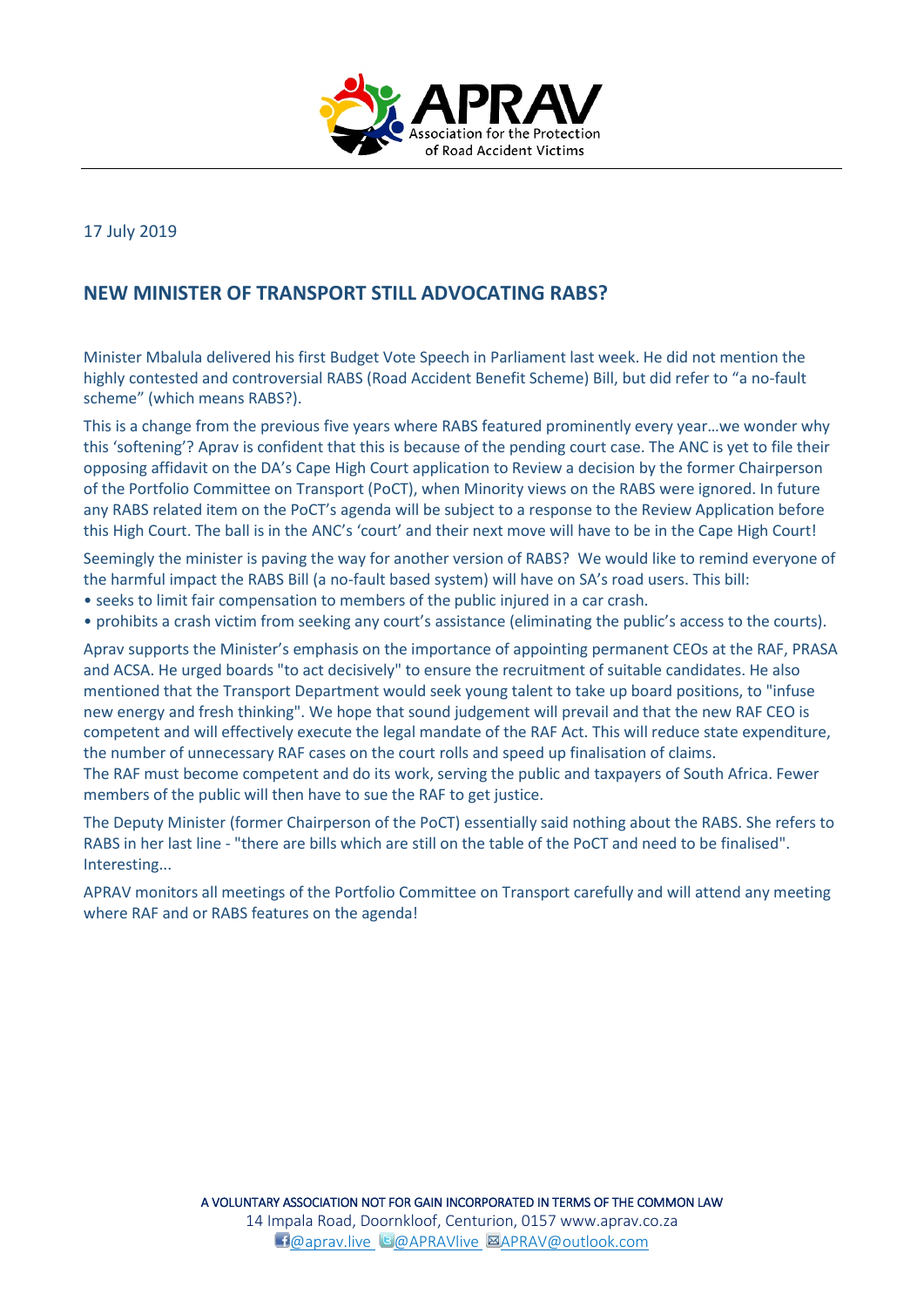APRAV

Association for the Protection of Road Accident Victims

17 July 2019

## NEW MINISTER OF TRANSPORT STILL ADVOCATING RABS?

Minister Mbalula delivered his first Budget Vote Speech in Parliament last week. He did not mention the highly contested and controversial RABS (Road Accident Benefit Scheme) Bill, but did refer to "a no-fault scheme" (which means RABS?).

This is a change from the previous five years where RABS featured prominently every year…we wonder why this 'softening'? Aprav is confident that this is because of the pending court case. The ANC is yet to file their opposing affidavit on the DA's Cape High Court application to Review a decision by the former Chairperson of the Portfolio Committee on Transport (PoCT), when Minority views on the RABS were ignored. In future any RABS related item on the PoCT's agenda will be subject to a response to the Review Application before this High Court. The ball is in the ANC's 'court' and their next move will have to be in the Cape High Court!

Seemingly the minister is paving the way for another version of RABS? We would like to remind everyone of the harmful impact the RABS Bill (a no-fault based system) will have on SA's road users. This bill:

- seeks to limit fair compensation to members of the public injured in a car crash.
- prohibits a crash victim from seeking any court's assistance (eliminating the public's access to the courts).

Aprav supports the Minister's emphasis on the importance of appointing permanent CEOs at the RAF, PRASA and ACSA. He urged boards "to act decisively" to ensure the recruitment of suitable candidates. He also mentioned that the Transport Department would seek young talent to take up board positions, to "infuse new energy and fresh thinking". We hope that sound judgement will prevail and that the new RAF CEO is competent and will effectively execute the legal mandate of the RAF Act. This will reduce state expenditure, the number of unnecessary RAF cases on the court rolls and speed up finalisation of claims.
The RAF must become competent and do its work, serving the public and taxpayers of South Africa. Fewer members of the public will then have to sue the RAF to get justice.

The Deputy Minister (former Chairperson of the PoCT) essentially said nothing about the RABS. She refers to RABS in her last line - "there are bills which are still on the table of the PoCT and need to be finalised". Interesting...

APRAV monitors all meetings of the Portfolio Committee on Transport carefully and will attend any meeting where RAF and or RABS features on the agenda!

A VOLUNTARY ASSOCIATION NOT FOR GAIN INCORPORATED IN TERMS OF THE COMMON LAW
14 Impala Road, Doornkloof, Centurion, 0157 www.aprav.co.za
@aprav.live @APRAVlive APRAV@outlook.com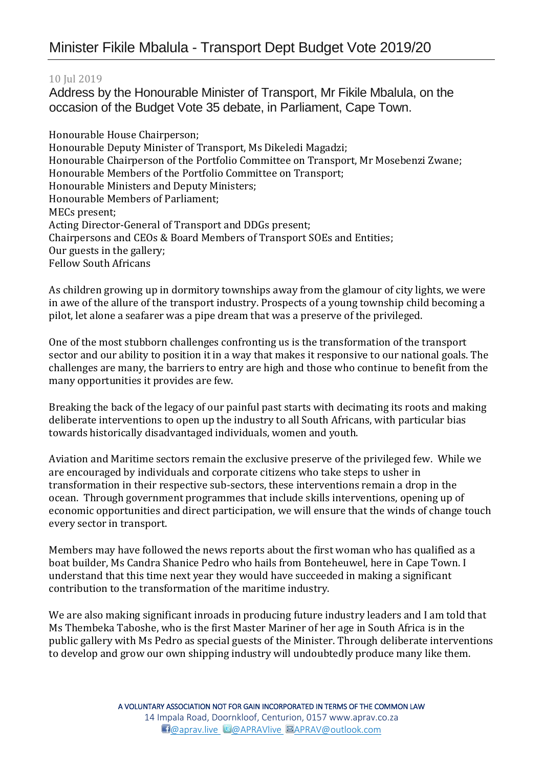# Minister Fikile Mbalula - Transport Dept Budget Vote 2019/20

10 Jul 2019

Address by the Honourable Minister of Transport, Mr Fikile Mbalula, on the occasion of the Budget Vote 35 debate, in Parliament, Cape Town.

Honourable House Chairperson;
Honourable Deputy Minister of Transport, Ms Dikeledi Magadzi;
Honourable Chairperson of the Portfolio Committee on Transport, Mr Mosebenzi Zwane;
Honourable Members of the Portfolio Committee on Transport;
Honourable Ministers and Deputy Ministers;
Honourable Members of Parliament;
MECs present;
Acting Director-General of Transport and DDGs present;
Chairpersons and CEOs & Board Members of Transport SOEs and Entities;
Our guests in the gallery;
Fellow South Africans

As children growing up in dormitory townships away from the glamour of city lights, we were in awe of the allure of the transport industry. Prospects of a young township child becoming a pilot, let alone a seafarer was a pipe dream that was a preserve of the privileged.

One of the most stubborn challenges confronting us is the transformation of the transport sector and our ability to position it in a way that makes it responsive to our national goals. The challenges are many, the barriers to entry are high and those who continue to benefit from the many opportunities it provides are few.

Breaking the back of the legacy of our painful past starts with decimating its roots and making deliberate interventions to open up the industry to all South Africans, with particular bias towards historically disadvantaged individuals, women and youth.

Aviation and Maritime sectors remain the exclusive preserve of the privileged few. While we are encouraged by individuals and corporate citizens who take steps to usher in transformation in their respective sub-sectors, these interventions remain a drop in the ocean. Through government programmes that include skills interventions, opening up of economic opportunities and direct participation, we will ensure that the winds of change touch every sector in transport.

Members may have followed the news reports about the first woman who has qualified as a boat builder, Ms Candra Shanice Pedro who hails from Bonteheuwel, here in Cape Town. I understand that this time next year they would have succeeded in making a significant contribution to the transformation of the maritime industry.

We are also making significant inroads in producing future industry leaders and I am told that Ms Thembeka Taboshe, who is the first Master Mariner of her age in South Africa is in the public gallery with Ms Pedro as special guests of the Minister. Through deliberate interventions to develop and grow our own shipping industry will undoubtedly produce many like them.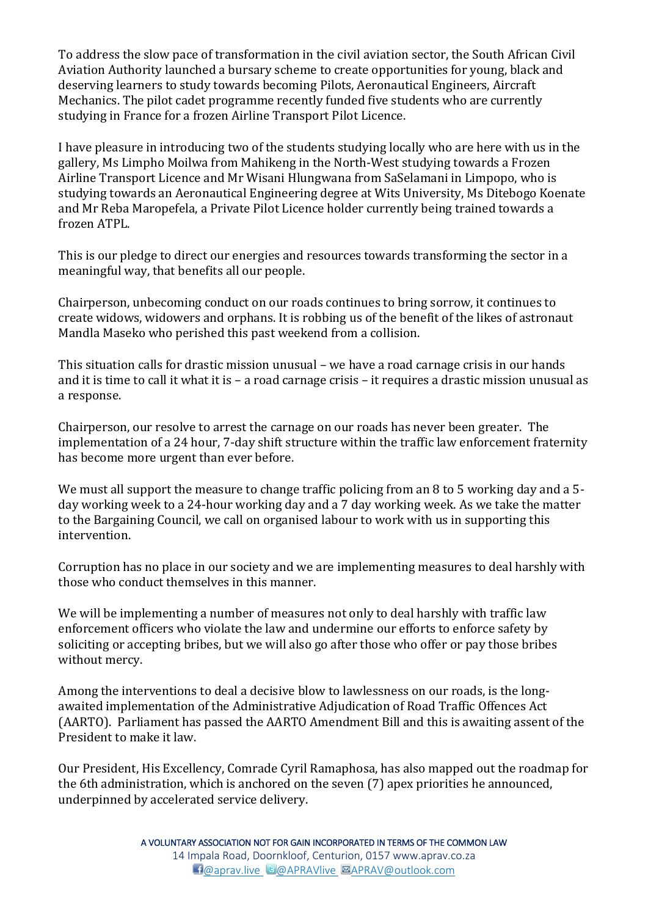To address the slow pace of transformation in the civil aviation sector, the South African Civil Aviation Authority launched a bursary scheme to create opportunities for young, black and deserving learners to study towards becoming Pilots, Aeronautical Engineers, Aircraft Mechanics. The pilot cadet programme recently funded five students who are currently studying in France for a frozen Airline Transport Pilot Licence.

I have pleasure in introducing two of the students studying locally who are here with us in the gallery, Ms Limpho Moilwa from Mahikeng in the North-West studying towards a Frozen Airline Transport Licence and Mr Wisani Hlungwana from SaSelamani in Limpopo, who is studying towards an Aeronautical Engineering degree at Wits University, Ms Ditebogo Koenate and Mr Reba Maropefela, a Private Pilot Licence holder currently being trained towards a frozen ATPL.

This is our pledge to direct our energies and resources towards transforming the sector in a meaningful way, that benefits all our people.

Chairperson, unbecoming conduct on our roads continues to bring sorrow, it continues to create widows, widowers and orphans. It is robbing us of the benefit of the likes of astronaut Mandla Maseko who perished this past weekend from a collision.

This situation calls for drastic mission unusual – we have a road carnage crisis in our hands and it is time to call it what it is – a road carnage crisis – it requires a drastic mission unusual as a response.

Chairperson, our resolve to arrest the carnage on our roads has never been greater. The implementation of a 24 hour, 7-day shift structure within the traffic law enforcement fraternity has become more urgent than ever before.

We must all support the measure to change traffic policing from an 8 to 5 working day and a 5-day working week to a 24-hour working day and a 7 day working week. As we take the matter to the Bargaining Council, we call on organised labour to work with us in supporting this intervention.

Corruption has no place in our society and we are implementing measures to deal harshly with those who conduct themselves in this manner.

We will be implementing a number of measures not only to deal harshly with traffic law enforcement officers who violate the law and undermine our efforts to enforce safety by soliciting or accepting bribes, but we will also go after those who offer or pay those bribes without mercy.

Among the interventions to deal a decisive blow to lawlessness on our roads, is the long-awaited implementation of the Administrative Adjudication of Road Traffic Offences Act (AARTO). Parliament has passed the AARTO Amendment Bill and this is awaiting assent of the President to make it law.

Our President, His Excellency, Comrade Cyril Ramaphosa, has also mapped out the roadmap for the 6th administration, which is anchored on the seven (7) apex priorities he announced, underpinned by accelerated service delivery.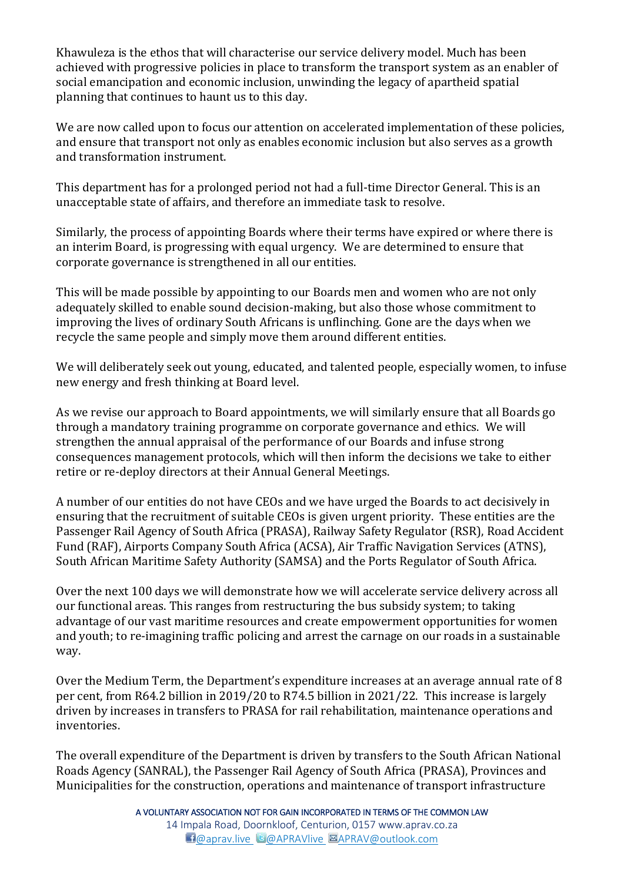Khawuleza is the ethos that will characterise our service delivery model. Much has been achieved with progressive policies in place to transform the transport system as an enabler of social emancipation and economic inclusion, unwinding the legacy of apartheid spatial planning that continues to haunt us to this day.

We are now called upon to focus our attention on accelerated implementation of these policies, and ensure that transport not only as enables economic inclusion but also serves as a growth and transformation instrument.

This department has for a prolonged period not had a full-time Director General. This is an unacceptable state of affairs, and therefore an immediate task to resolve.

Similarly, the process of appointing Boards where their terms have expired or where there is an interim Board, is progressing with equal urgency. We are determined to ensure that corporate governance is strengthened in all our entities.

This will be made possible by appointing to our Boards men and women who are not only adequately skilled to enable sound decision-making, but also those whose commitment to improving the lives of ordinary South Africans is unflinching. Gone are the days when we recycle the same people and simply move them around different entities.

We will deliberately seek out young, educated, and talented people, especially women, to infuse new energy and fresh thinking at Board level.

As we revise our approach to Board appointments, we will similarly ensure that all Boards go through a mandatory training programme on corporate governance and ethics. We will strengthen the annual appraisal of the performance of our Boards and infuse strong consequences management protocols, which will then inform the decisions we take to either retire or re-deploy directors at their Annual General Meetings.

A number of our entities do not have CEOs and we have urged the Boards to act decisively in ensuring that the recruitment of suitable CEOs is given urgent priority. These entities are the Passenger Rail Agency of South Africa (PRASA), Railway Safety Regulator (RSR), Road Accident Fund (RAF), Airports Company South Africa (ACSA), Air Traffic Navigation Services (ATNS), South African Maritime Safety Authority (SAMSA) and the Ports Regulator of South Africa.

Over the next 100 days we will demonstrate how we will accelerate service delivery across all our functional areas. This ranges from restructuring the bus subsidy system; to taking advantage of our vast maritime resources and create empowerment opportunities for women and youth; to re-imagining traffic policing and arrest the carnage on our roads in a sustainable way.

Over the Medium Term, the Department's expenditure increases at an average annual rate of 8 per cent, from R64.2 billion in 2019/20 to R74.5 billion in 2021/22. This increase is largely driven by increases in transfers to PRASA for rail rehabilitation, maintenance operations and inventories.

The overall expenditure of the Department is driven by transfers to the South African National Roads Agency (SANRAL), the Passenger Rail Agency of South Africa (PRASA), Provinces and Municipalities for the construction, operations and maintenance of transport infrastructure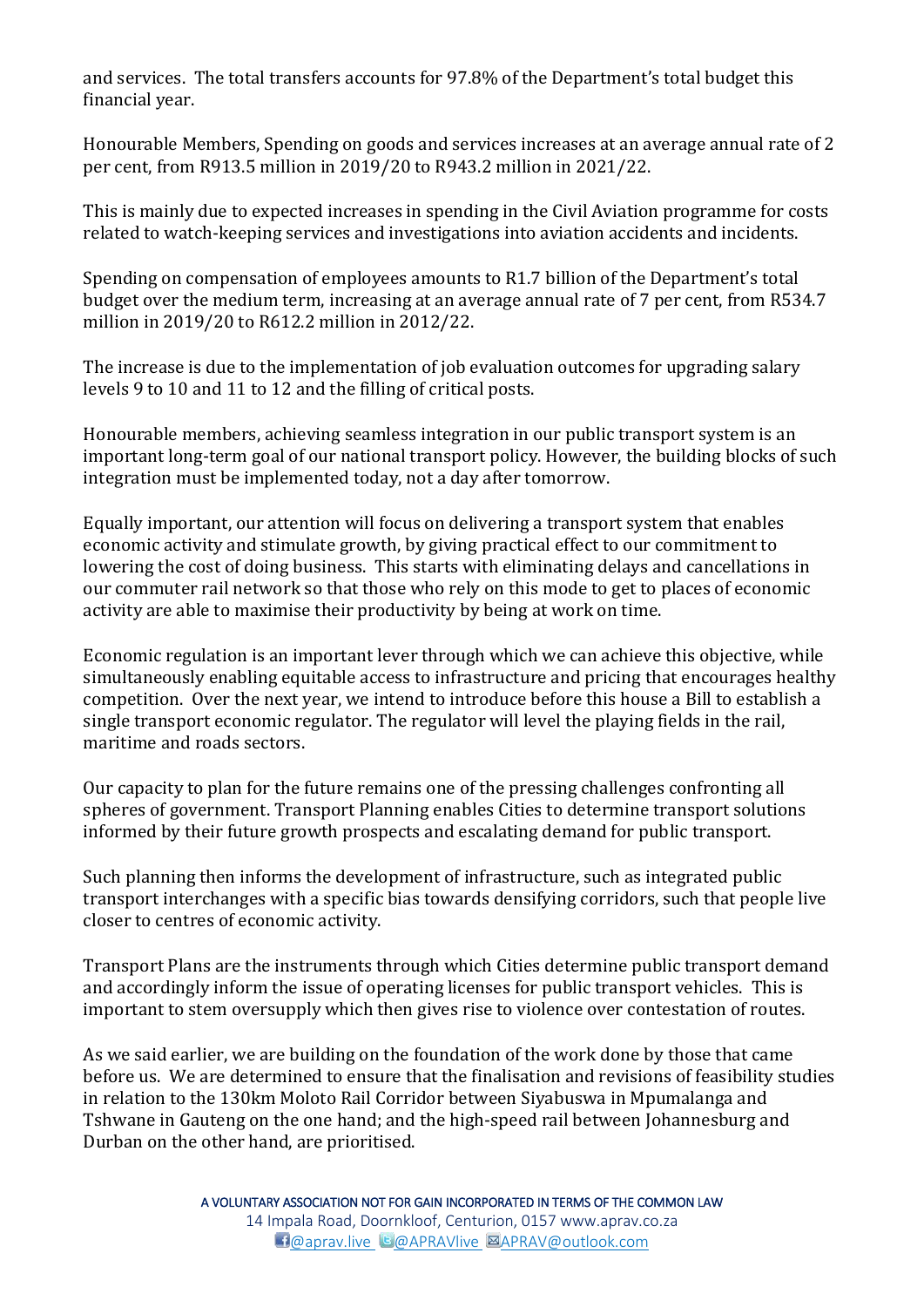and services. The total transfers accounts for 97.8% of the Department's total budget this financial year.

Honourable Members, Spending on goods and services increases at an average annual rate of 2 per cent, from R913.5 million in 2019/20 to R943.2 million in 2021/22.

This is mainly due to expected increases in spending in the Civil Aviation programme for costs related to watch-keeping services and investigations into aviation accidents and incidents.

Spending on compensation of employees amounts to R1.7 billion of the Department's total budget over the medium term, increasing at an average annual rate of 7 per cent, from R534.7 million in 2019/20 to R612.2 million in 2012/22.

The increase is due to the implementation of job evaluation outcomes for upgrading salary levels 9 to 10 and 11 to 12 and the filling of critical posts.

Honourable members, achieving seamless integration in our public transport system is an important long-term goal of our national transport policy. However, the building blocks of such integration must be implemented today, not a day after tomorrow.

Equally important, our attention will focus on delivering a transport system that enables economic activity and stimulate growth, by giving practical effect to our commitment to lowering the cost of doing business. This starts with eliminating delays and cancellations in our commuter rail network so that those who rely on this mode to get to places of economic activity are able to maximise their productivity by being at work on time.

Economic regulation is an important lever through which we can achieve this objective, while simultaneously enabling equitable access to infrastructure and pricing that encourages healthy competition. Over the next year, we intend to introduce before this house a Bill to establish a single transport economic regulator. The regulator will level the playing fields in the rail, maritime and roads sectors.

Our capacity to plan for the future remains one of the pressing challenges confronting all spheres of government. Transport Planning enables Cities to determine transport solutions informed by their future growth prospects and escalating demand for public transport.

Such planning then informs the development of infrastructure, such as integrated public transport interchanges with a specific bias towards densifying corridors, such that people live closer to centres of economic activity.

Transport Plans are the instruments through which Cities determine public transport demand and accordingly inform the issue of operating licenses for public transport vehicles. This is important to stem oversupply which then gives rise to violence over contestation of routes.

As we said earlier, we are building on the foundation of the work done by those that came before us. We are determined to ensure that the finalisation and revisions of feasibility studies in relation to the 130km Moloto Rail Corridor between Siyabuswa in Mpumalanga and Tshwane in Gauteng on the one hand; and the high-speed rail between Johannesburg and Durban on the other hand, are prioritised.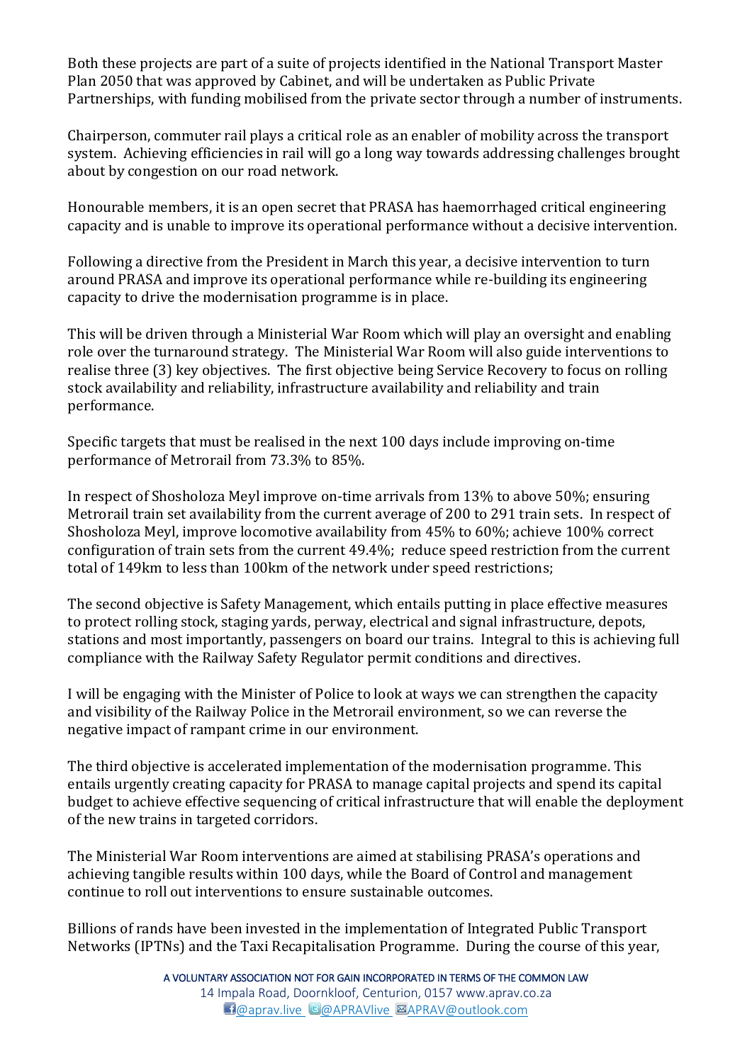Both these projects are part of a suite of projects identified in the National Transport Master Plan 2050 that was approved by Cabinet, and will be undertaken as Public Private Partnerships, with funding mobilised from the private sector through a number of instruments.

Chairperson, commuter rail plays a critical role as an enabler of mobility across the transport system. Achieving efficiencies in rail will go a long way towards addressing challenges brought about by congestion on our road network.

Honourable members, it is an open secret that PRASA has haemorrhaged critical engineering capacity and is unable to improve its operational performance without a decisive intervention.

Following a directive from the President in March this year, a decisive intervention to turn around PRASA and improve its operational performance while re-building its engineering capacity to drive the modernisation programme is in place.

This will be driven through a Ministerial War Room which will play an oversight and enabling role over the turnaround strategy. The Ministerial War Room will also guide interventions to realise three (3) key objectives. The first objective being Service Recovery to focus on rolling stock availability and reliability, infrastructure availability and reliability and train performance.

Specific targets that must be realised in the next 100 days include improving on-time performance of Metrorail from 73.3% to 85%.

In respect of Shosholoza Meyl improve on-time arrivals from 13% to above 50%; ensuring Metrorail train set availability from the current average of 200 to 291 train sets. In respect of Shosholoza Meyl, improve locomotive availability from 45% to 60%; achieve 100% correct configuration of train sets from the current 49.4%; reduce speed restriction from the current total of 149km to less than 100km of the network under speed restrictions;

The second objective is Safety Management, which entails putting in place effective measures to protect rolling stock, staging yards, perway, electrical and signal infrastructure, depots, stations and most importantly, passengers on board our trains. Integral to this is achieving full compliance with the Railway Safety Regulator permit conditions and directives.

I will be engaging with the Minister of Police to look at ways we can strengthen the capacity and visibility of the Railway Police in the Metrorail environment, so we can reverse the negative impact of rampant crime in our environment.

The third objective is accelerated implementation of the modernisation programme. This entails urgently creating capacity for PRASA to manage capital projects and spend its capital budget to achieve effective sequencing of critical infrastructure that will enable the deployment of the new trains in targeted corridors.

The Ministerial War Room interventions are aimed at stabilising PRASA's operations and achieving tangible results within 100 days, while the Board of Control and management continue to roll out interventions to ensure sustainable outcomes.

Billions of rands have been invested in the implementation of Integrated Public Transport Networks (IPTNs) and the Taxi Recapitalisation Programme. During the course of this year,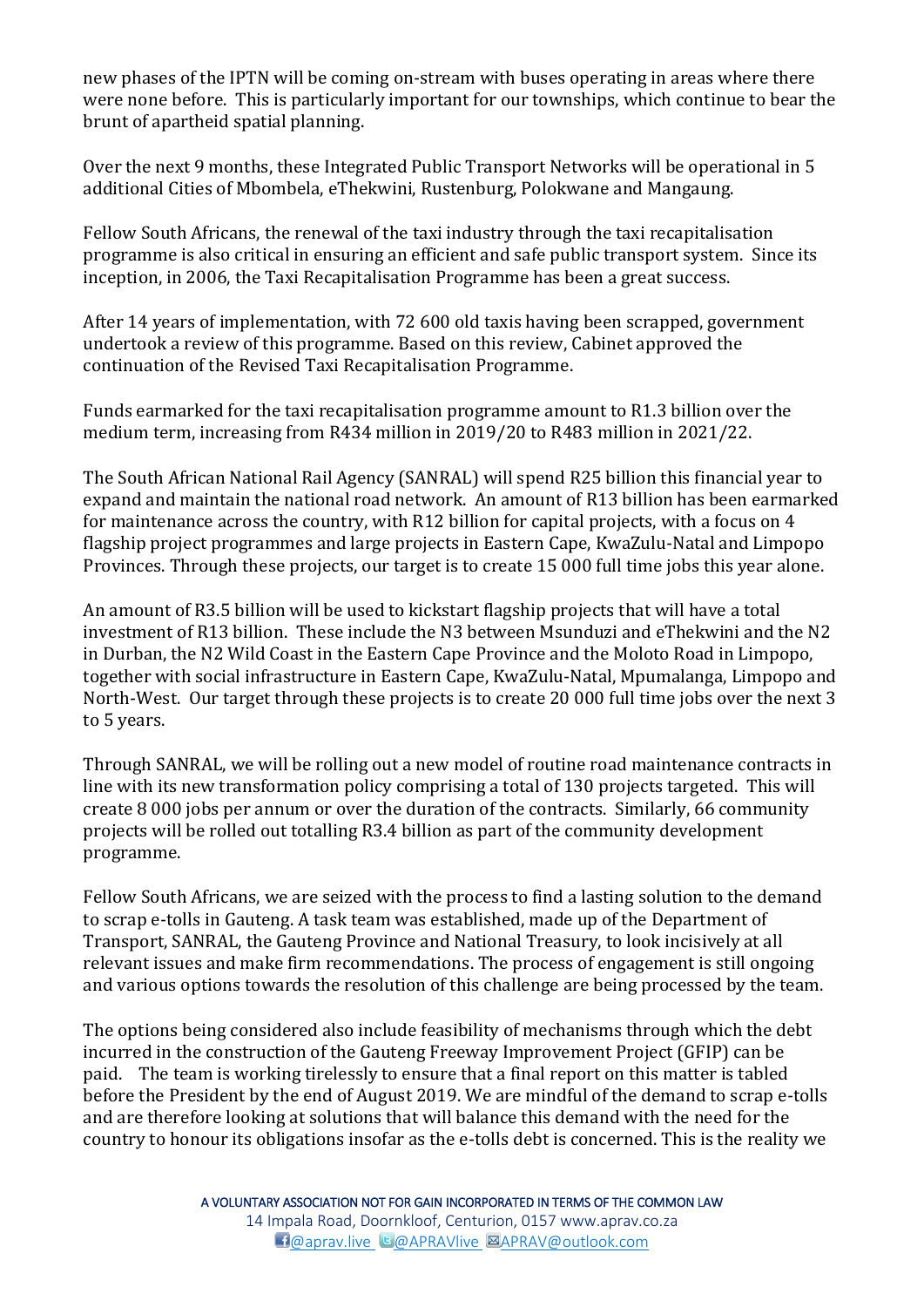new phases of the IPTN will be coming on-stream with buses operating in areas where there were none before. This is particularly important for our townships, which continue to bear the brunt of apartheid spatial planning.

Over the next 9 months, these Integrated Public Transport Networks will be operational in 5 additional Cities of Mbombela, eThekwini, Rustenburg, Polokwane and Mangaung.

Fellow South Africans, the renewal of the taxi industry through the taxi recapitalisation programme is also critical in ensuring an efficient and safe public transport system. Since its inception, in 2006, the Taxi Recapitalisation Programme has been a great success.

After 14 years of implementation, with 72 600 old taxis having been scrapped, government undertook a review of this programme. Based on this review, Cabinet approved the continuation of the Revised Taxi Recapitalisation Programme.

Funds earmarked for the taxi recapitalisation programme amount to R1.3 billion over the medium term, increasing from R434 million in 2019/20 to R483 million in 2021/22.

The South African National Rail Agency (SANRAL) will spend R25 billion this financial year to expand and maintain the national road network. An amount of R13 billion has been earmarked for maintenance across the country, with R12 billion for capital projects, with a focus on 4 flagship project programmes and large projects in Eastern Cape, KwaZulu-Natal and Limpopo Provinces. Through these projects, our target is to create 15 000 full time jobs this year alone.

An amount of R3.5 billion will be used to kickstart flagship projects that will have a total investment of R13 billion. These include the N3 between Msunduzi and eThekwini and the N2 in Durban, the N2 Wild Coast in the Eastern Cape Province and the Moloto Road in Limpopo, together with social infrastructure in Eastern Cape, KwaZulu-Natal, Mpumalanga, Limpopo and North-West. Our target through these projects is to create 20 000 full time jobs over the next 3 to 5 years.

Through SANRAL, we will be rolling out a new model of routine road maintenance contracts in line with its new transformation policy comprising a total of 130 projects targeted. This will create 8 000 jobs per annum or over the duration of the contracts. Similarly, 66 community projects will be rolled out totalling R3.4 billion as part of the community development programme.

Fellow South Africans, we are seized with the process to find a lasting solution to the demand to scrap e-tolls in Gauteng. A task team was established, made up of the Department of Transport, SANRAL, the Gauteng Province and National Treasury, to look incisively at all relevant issues and make firm recommendations. The process of engagement is still ongoing and various options towards the resolution of this challenge are being processed by the team.

The options being considered also include feasibility of mechanisms through which the debt incurred in the construction of the Gauteng Freeway Improvement Project (GFIP) can be paid. The team is working tirelessly to ensure that a final report on this matter is tabled before the President by the end of August 2019. We are mindful of the demand to scrap e-tolls and are therefore looking at solutions that will balance this demand with the need for the country to honour its obligations insofar as the e-tolls debt is concerned. This is the reality we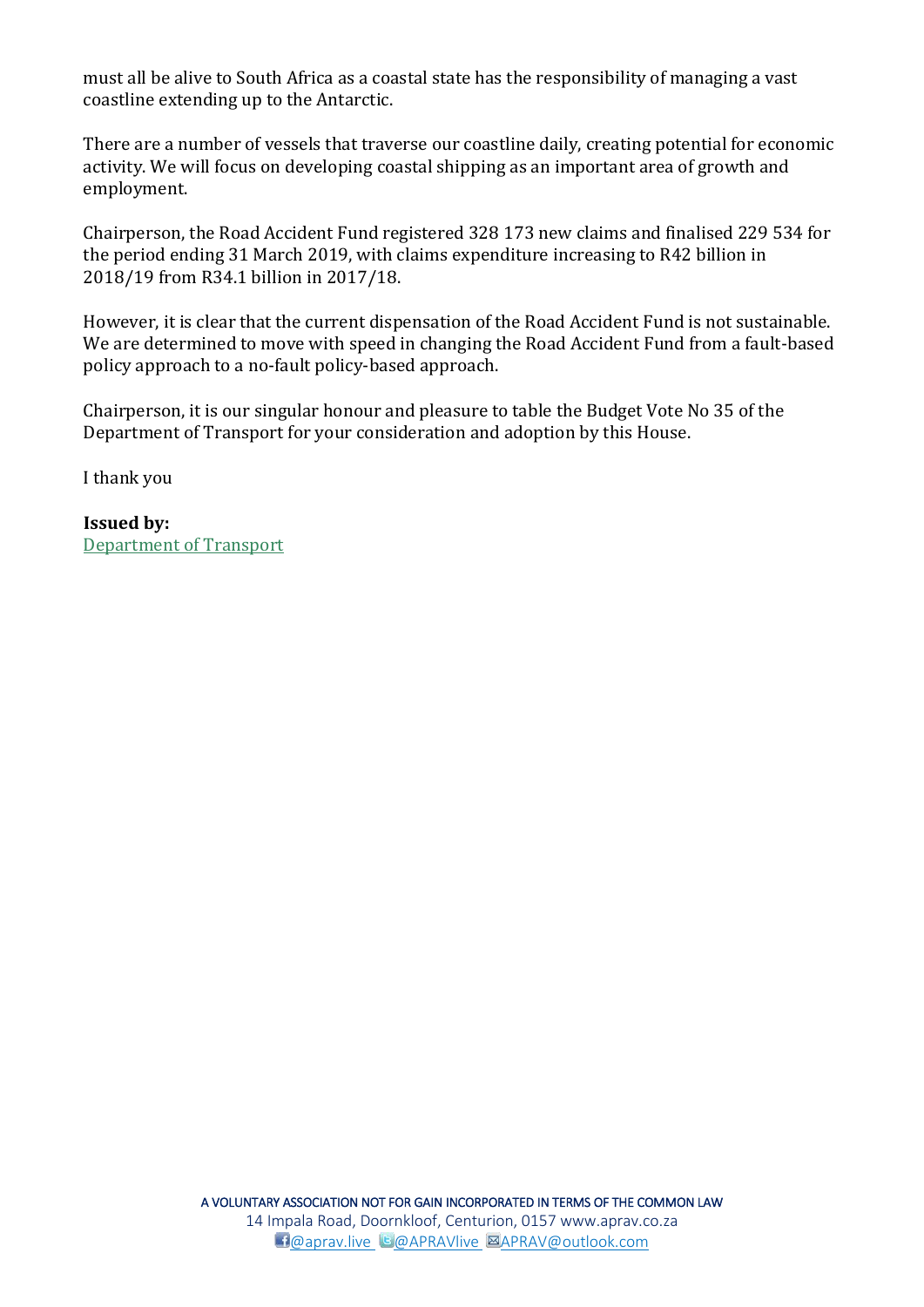must all be alive to South Africa as a coastal state has the responsibility of managing a vast coastline extending up to the Antarctic.

There are a number of vessels that traverse our coastline daily, creating potential for economic activity. We will focus on developing coastal shipping as an important area of growth and employment.

Chairperson, the Road Accident Fund registered 328 173 new claims and finalised 229 534 for the period ending 31 March 2019, with claims expenditure increasing to R42 billion in 2018/19 from R34.1 billion in 2017/18.

However, it is clear that the current dispensation of the Road Accident Fund is not sustainable. We are determined to move with speed in changing the Road Accident Fund from a fault-based policy approach to a no-fault policy-based approach.

Chairperson, it is our singular honour and pleasure to table the Budget Vote No 35 of the Department of Transport for your consideration and adoption by this House.

I thank you

**Issued by:**
Department of Transport